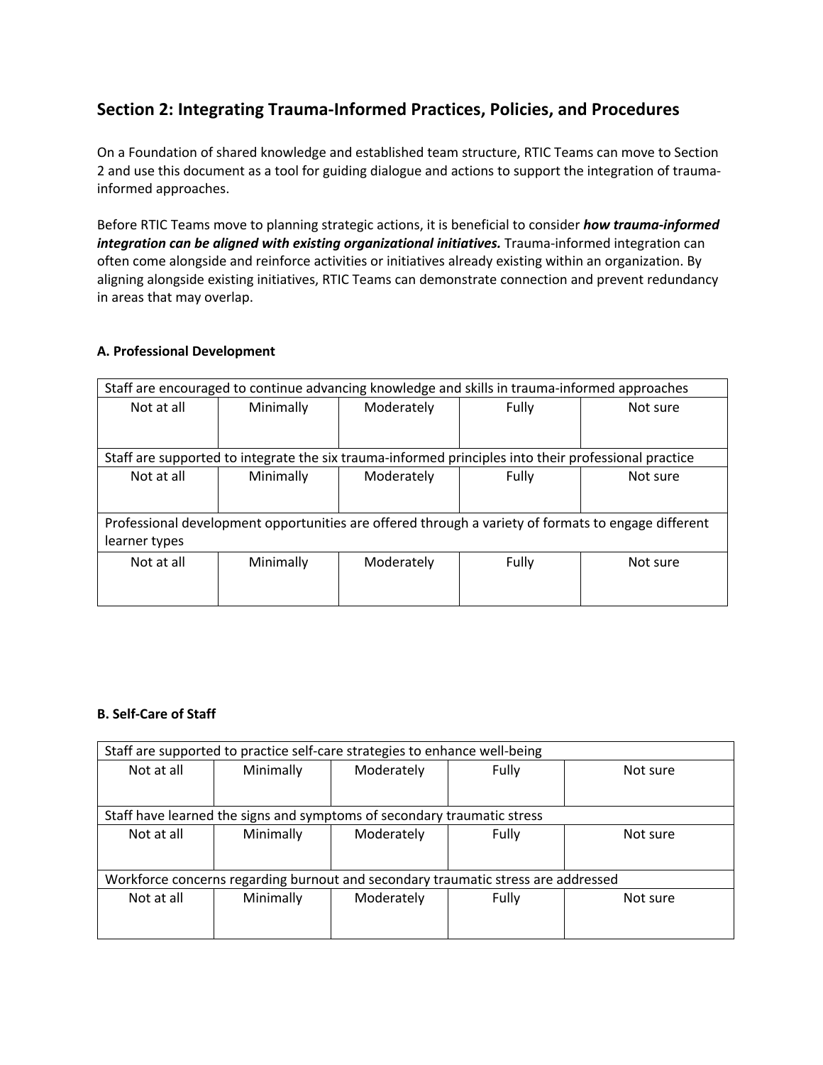## Section 2: Integrating Trauma-Informed Practices, Policies, and Procedures

On a Foundation of shared knowledge and established team structure, RTIC Teams can move to Section 2 and use this document as a tool for guiding dialogue and actions to support the integration of trauma-informed approaches.

Before RTIC Teams move to planning strategic actions, it is beneficial to consider ***how trauma-informed integration can be aligned with existing organizational initiatives.*** Trauma-informed integration can often come alongside and reinforce activities or initiatives already existing within an organization. By aligning alongside existing initiatives, RTIC Teams can demonstrate connection and prevent redundancy in areas that may overlap.

**A. Professional Development**

| Staff are encouraged to continue advancing knowledge and skills in trauma-informed approaches | | | | |
|---|---|---|---|---|
| Not at all | Minimally | Moderately | Fully | Not sure |
| Staff are supported to integrate the six trauma-informed principles into their professional practice | | | | |
| Not at all | Minimally | Moderately | Fully | Not sure |
| Professional development opportunities are offered through a variety of formats to engage different learner types | | | | |
| Not at all | Minimally | Moderately | Fully | Not sure |

**B. Self-Care of Staff**

| Staff are supported to practice self-care strategies to enhance well-being | | | | |
|---|---|---|---|---|
| Not at all | Minimally | Moderately | Fully | Not sure |
| Staff have learned the signs and symptoms of secondary traumatic stress | | | | |
| Not at all | Minimally | Moderately | Fully | Not sure |
| Workforce concerns regarding burnout and secondary traumatic stress are addressed | | | | |
| Not at all | Minimally | Moderately | Fully | Not sure |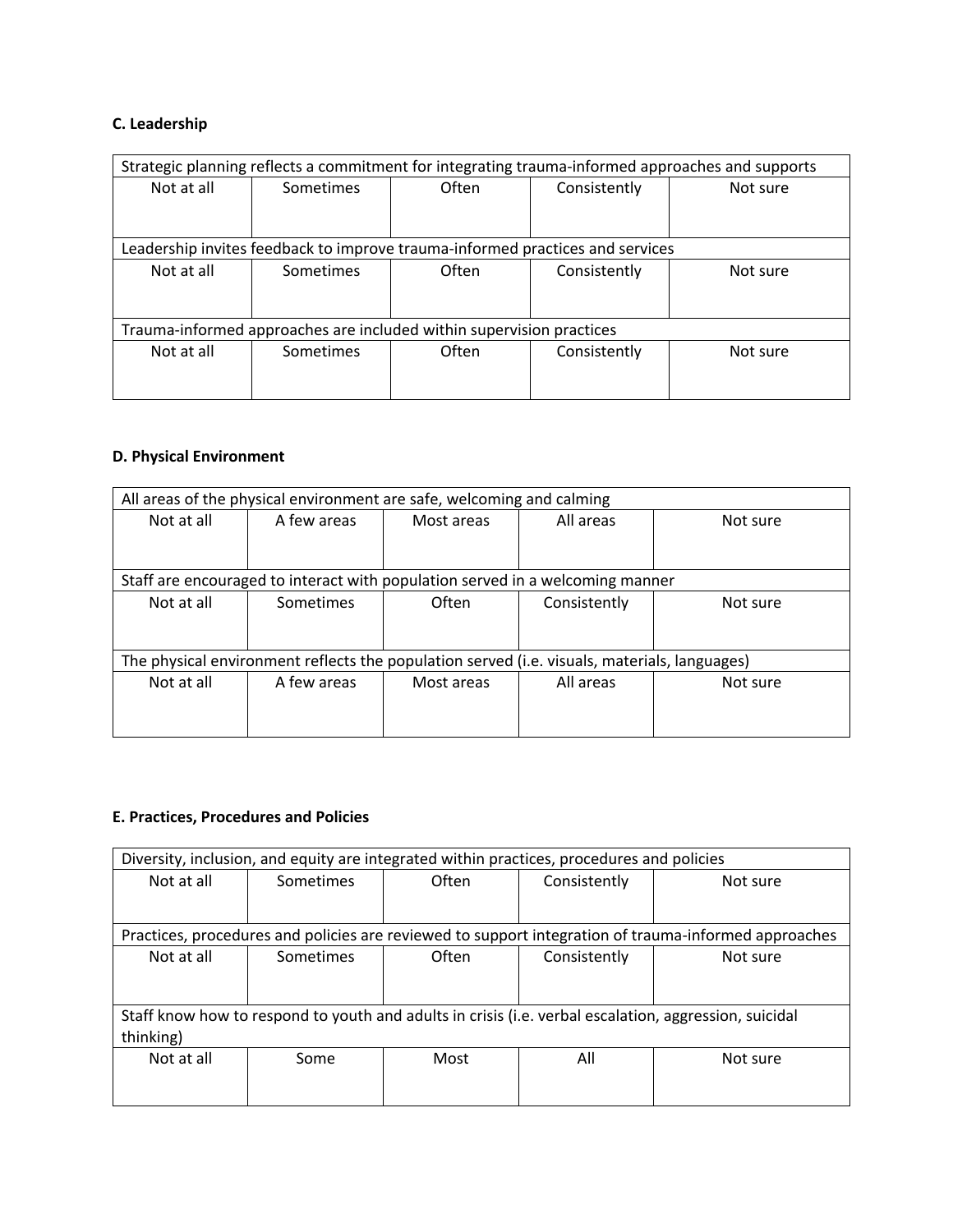### C. Leadership

| Strategic planning reflects a commitment for integrating trauma-informed approaches and supports | | | | |
|---|---|---|---|---|
| Not at all | Sometimes | Often | Consistently | Not sure |
| Leadership invites feedback to improve trauma-informed practices and services | | | | |
| Not at all | Sometimes | Often | Consistently | Not sure |
| Trauma-informed approaches are included within supervision practices | | | | |
| Not at all | Sometimes | Often | Consistently | Not sure |

### D. Physical Environment

| All areas of the physical environment are safe, welcoming and calming | | | | |
|---|---|---|---|---|
| Not at all | A few areas | Most areas | All areas | Not sure |
| Staff are encouraged to interact with population served in a welcoming manner | | | | |
| Not at all | Sometimes | Often | Consistently | Not sure |
| The physical environment reflects the population served (i.e. visuals, materials, languages) | | | | |
| Not at all | A few areas | Most areas | All areas | Not sure |

### E. Practices, Procedures and Policies

| Diversity, inclusion, and equity are integrated within practices, procedures and policies | | | | |
|---|---|---|---|---|
| Not at all | Sometimes | Often | Consistently | Not sure |
| Practices, procedures and policies are reviewed to support integration of trauma-informed approaches | | | | |
| Not at all | Sometimes | Often | Consistently | Not sure |
| Staff know how to respond to youth and adults in crisis (i.e. verbal escalation, aggression, suicidal thinking) | | | | |
| Not at all | Some | Most | All | Not sure |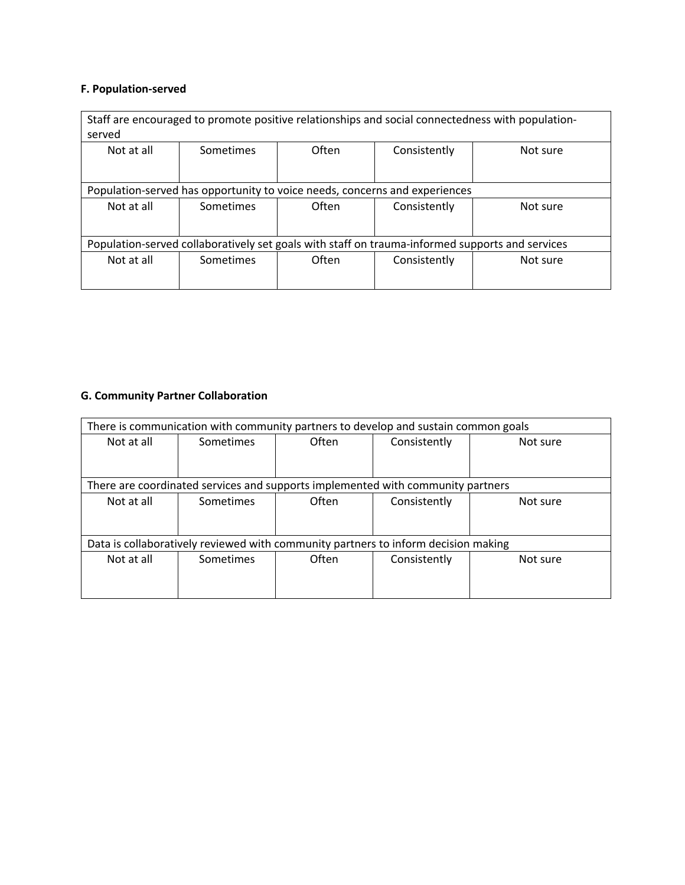**F. Population-served**

| Staff are encouraged to promote positive relationships and social connectedness with population-served | | | | |
|---|---|---|---|---|
| Not at all | Sometimes | Often | Consistently | Not sure |
| Population-served has opportunity to voice needs, concerns and experiences | | | | |
| Not at all | Sometimes | Often | Consistently | Not sure |
| Population-served collaboratively set goals with staff on trauma-informed supports and services | | | | |
| Not at all | Sometimes | Often | Consistently | Not sure |

**G. Community Partner Collaboration**

| There is communication with community partners to develop and sustain common goals | | | | |
|---|---|---|---|---|
| Not at all | Sometimes | Often | Consistently | Not sure |
| There are coordinated services and supports implemented with community partners | | | | |
| Not at all | Sometimes | Often | Consistently | Not sure |
| Data is collaboratively reviewed with community partners to inform decision making | | | | |
| Not at all | Sometimes | Often | Consistently | Not sure |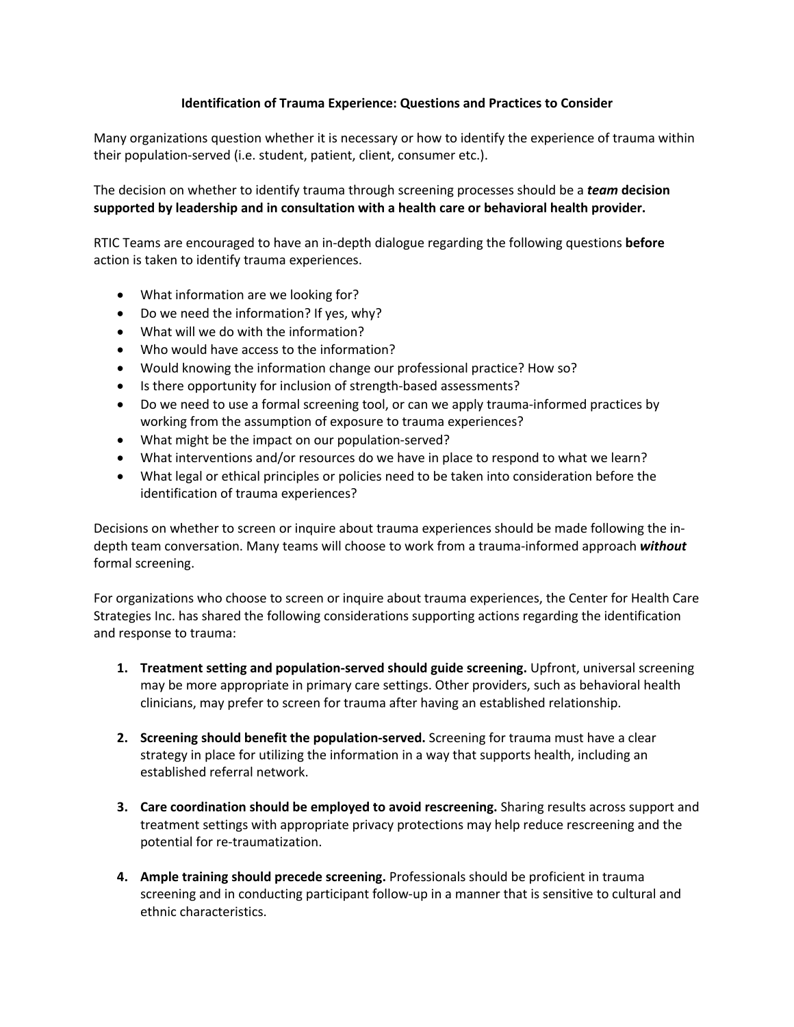## Identification of Trauma Experience: Questions and Practices to Consider

Many organizations question whether it is necessary or how to identify the experience of trauma within their population-served (i.e. student, patient, client, consumer etc.).

The decision on whether to identify trauma through screening processes should be a ***team*** **decision supported by leadership and in consultation with a health care or behavioral health provider.**

RTIC Teams are encouraged to have an in-depth dialogue regarding the following questions **before** action is taken to identify trauma experiences.

- What information are we looking for?
- Do we need the information? If yes, why?
- What will we do with the information?
- Who would have access to the information?
- Would knowing the information change our professional practice? How so?
- Is there opportunity for inclusion of strength-based assessments?
- Do we need to use a formal screening tool, or can we apply trauma-informed practices by working from the assumption of exposure to trauma experiences?
- What might be the impact on our population-served?
- What interventions and/or resources do we have in place to respond to what we learn?
- What legal or ethical principles or policies need to be taken into consideration before the identification of trauma experiences?

Decisions on whether to screen or inquire about trauma experiences should be made following the in-depth team conversation. Many teams will choose to work from a trauma-informed approach ***without*** formal screening.

For organizations who choose to screen or inquire about trauma experiences, the Center for Health Care Strategies Inc. has shared the following considerations supporting actions regarding the identification and response to trauma:

1. **Treatment setting and population-served should guide screening.** Upfront, universal screening may be more appropriate in primary care settings. Other providers, such as behavioral health clinicians, may prefer to screen for trauma after having an established relationship.

2. **Screening should benefit the population-served.** Screening for trauma must have a clear strategy in place for utilizing the information in a way that supports health, including an established referral network.

3. **Care coordination should be employed to avoid rescreening.** Sharing results across support and treatment settings with appropriate privacy protections may help reduce rescreening and the potential for re-traumatization.

4. **Ample training should precede screening.** Professionals should be proficient in trauma screening and in conducting participant follow-up in a manner that is sensitive to cultural and ethnic characteristics.